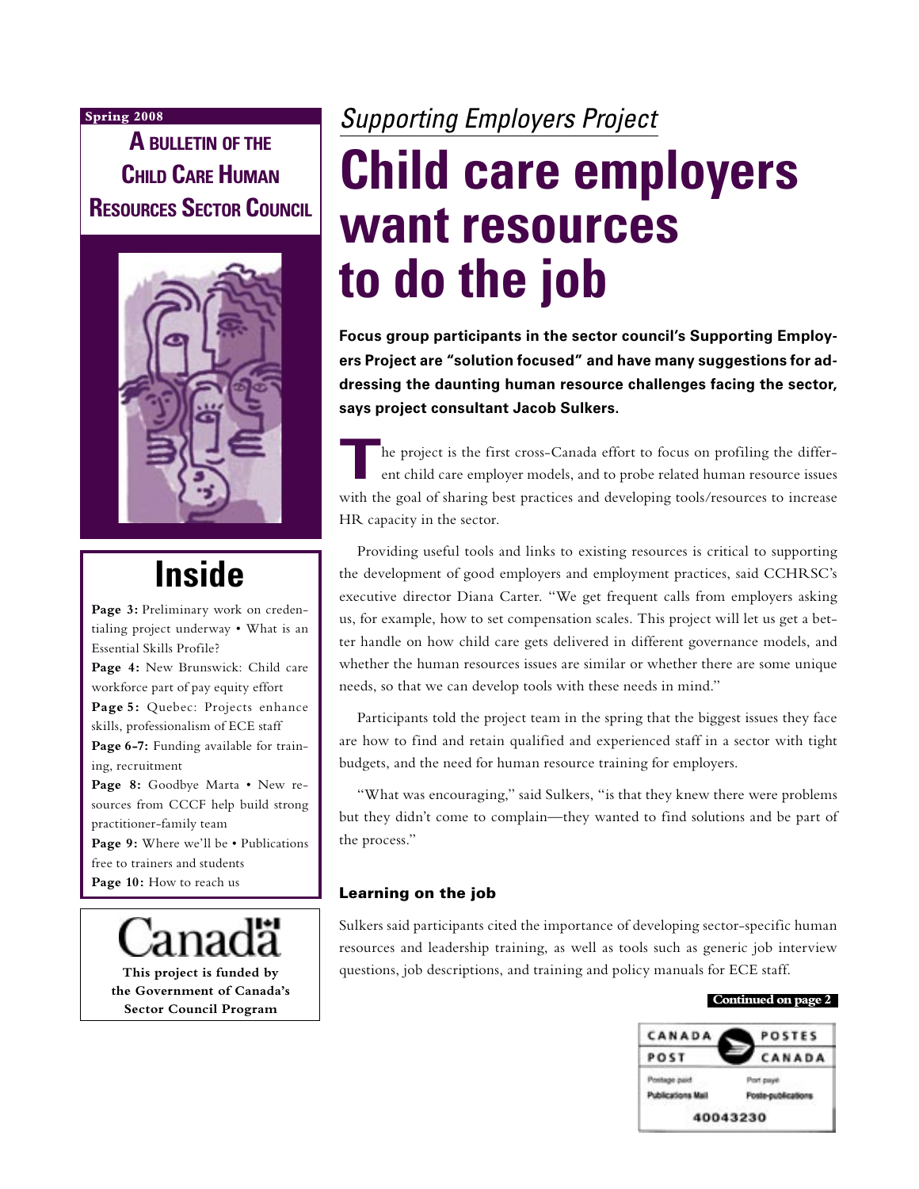**Spring 2008**

**A BULLETIN OF THE CHILD CARE HUMAN RESOURCES SECTOR COUNCIL**

# Inside

**Page 3:** Preliminary work on credentialing project underway • What is an Essential Skills Profile?

**Page 4:** New Brunswick: Child care workforce part of pay equity effort

**Page 5:** Quebec: Projects enhance skills, professionalism of ECE staff

**Page 6-7:** Funding available for training, recruitment

**Page 8:** Goodbye Marta • New resources from CCCF help build strong practitioner-family team

**Page 9:** Where we'll be • Publications free to trainers and students

**Page 10:** How to reach us

Canada

**This project is funded by the Government of Canada's Sector Council Program**

*Supporting Employers Project*

# Child care employers want resources to do the job

**Focus group participants in the sector council's Supporting Employers Project are "solution focused" and have many suggestions for addressing the daunting human resource challenges facing the sector, says project consultant Jacob Sulkers.**

The project is the first cross-Canada effort to focus on profiling the different child care employer models, and to probe related human resource issues with the goal of sharing best practices and developing tools/resources to increase HR capacity in the sector.

Providing useful tools and links to existing resources is critical to supporting the development of good employers and employment practices, said CCHRSC's executive director Diana Carter. "We get frequent calls from employers asking us, for example, how to set compensation scales. This project will let us get a better handle on how child care gets delivered in different governance models, and whether the human resources issues are similar or whether there are some unique needs, so that we can develop tools with these needs in mind."

Participants told the project team in the spring that the biggest issues they face are how to find and retain qualified and experienced staff in a sector with tight budgets, and the need for human resource training for employers.

"What was encouraging," said Sulkers, "is that they knew there were problems but they didn't come to complain—they wanted to find solutions and be part of the process."

### Learning on the job

Sulkers said participants cited the importance of developing sector-specific human resources and leadership training, as well as tools such as generic job interview questions, job descriptions, and training and policy manuals for ECE staff.

**Continued on page 2**

CANADA POST / POSTES CANADA
Postage paid / Port payé
Publications Mail / Poste-publications
40043230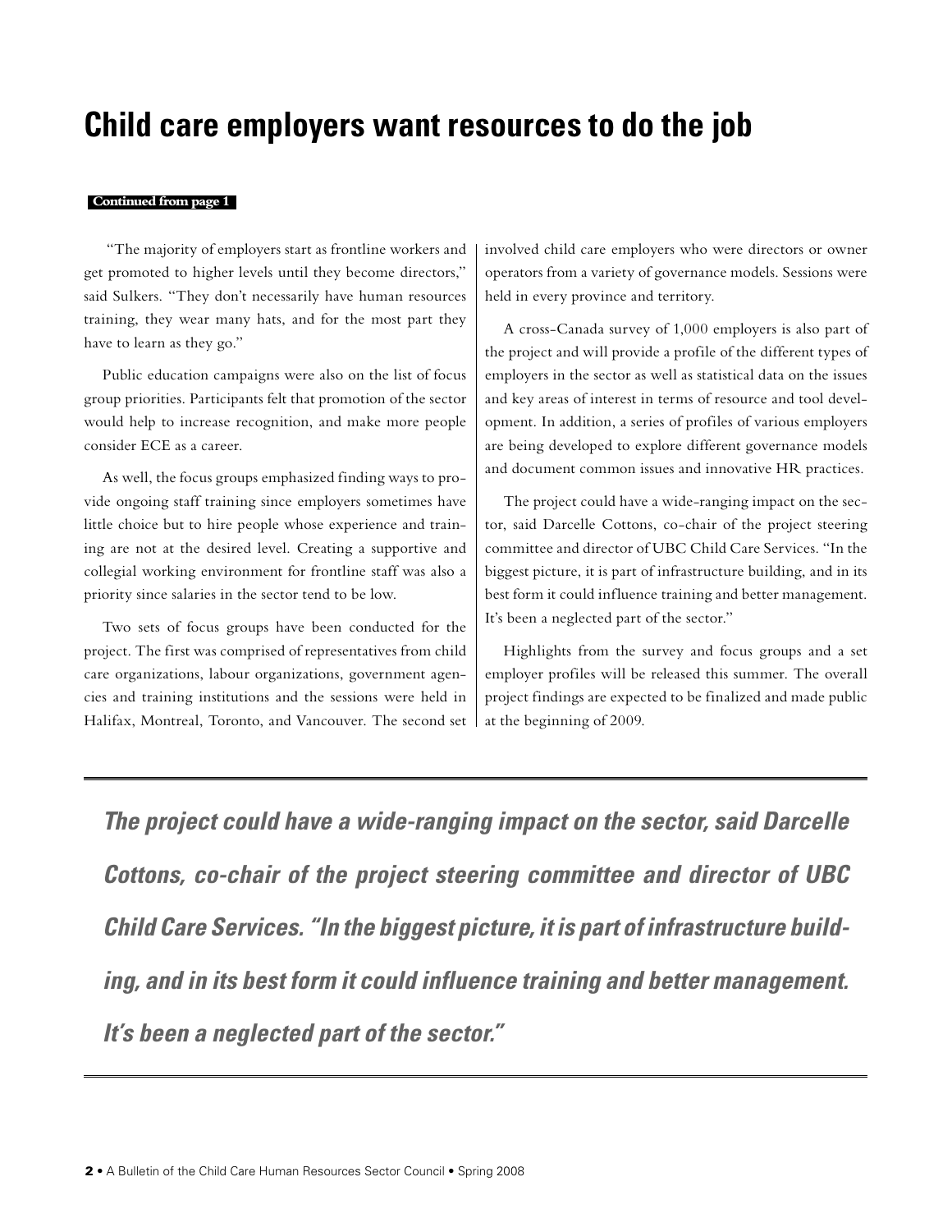# Child care employers want resources to do the job

**Continued from page 1**

"The majority of employers start as frontline workers and get promoted to higher levels until they become directors," said Sulkers. "They don't necessarily have human resources training, they wear many hats, and for the most part they have to learn as they go."

Public education campaigns were also on the list of focus group priorities. Participants felt that promotion of the sector would help to increase recognition, and make more people consider ECE as a career.

As well, the focus groups emphasized finding ways to provide ongoing staff training since employers sometimes have little choice but to hire people whose experience and training are not at the desired level. Creating a supportive and collegial working environment for frontline staff was also a priority since salaries in the sector tend to be low.

Two sets of focus groups have been conducted for the project. The first was comprised of representatives from child care organizations, labour organizations, government agencies and training institutions and the sessions were held in Halifax, Montreal, Toronto, and Vancouver. The second set involved child care employers who were directors or owner operators from a variety of governance models. Sessions were held in every province and territory.

A cross-Canada survey of 1,000 employers is also part of the project and will provide a profile of the different types of employers in the sector as well as statistical data on the issues and key areas of interest in terms of resource and tool development. In addition, a series of profiles of various employers are being developed to explore different governance models and document common issues and innovative HR practices.

The project could have a wide-ranging impact on the sector, said Darcelle Cottons, co-chair of the project steering committee and director of UBC Child Care Services. "In the biggest picture, it is part of infrastructure building, and in its best form it could influence training and better management. It's been a neglected part of the sector."

Highlights from the survey and focus groups and a set employer profiles will be released this summer. The overall project findings are expected to be finalized and made public at the beginning of 2009.

---

***The project could have a wide-ranging impact on the sector, said Darcelle Cottons, co-chair of the project steering committee and director of UBC Child Care Services. "In the biggest picture, it is part of infrastructure building, and in its best form it could influence training and better management. It's been a neglected part of the sector."***

---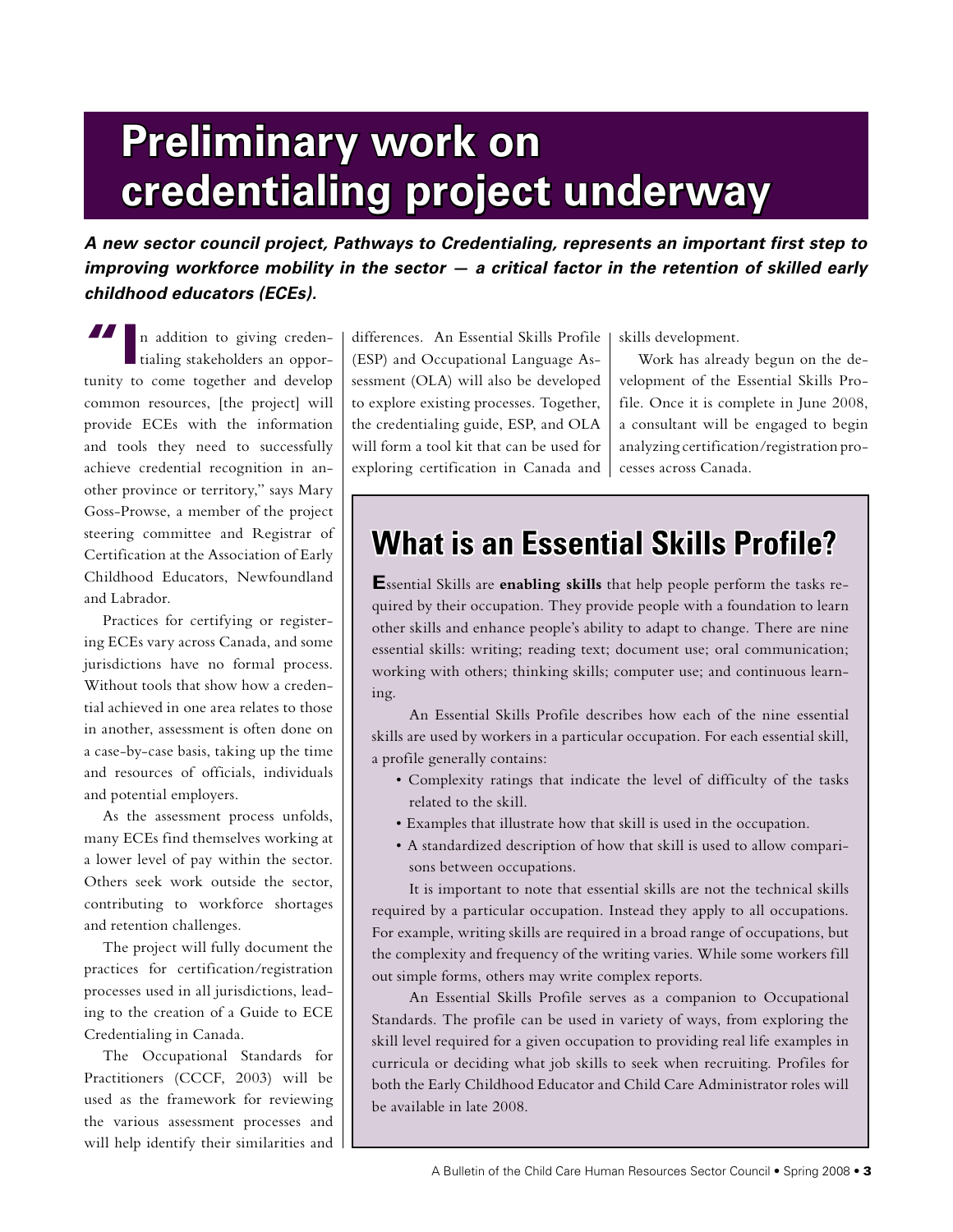# Preliminary work on credentialing project underway

***A new sector council project, Pathways to Credentialing, represents an important first step to improving workforce mobility in the sector — a critical factor in the retention of skilled early childhood educators (ECEs).***

"In addition to giving credentialing stakeholders an opportunity to come together and develop common resources, [the project] will provide ECEs with the information and tools they need to successfully achieve credential recognition in another province or territory," says Mary Goss-Prowse, a member of the project steering committee and Registrar of Certification at the Association of Early Childhood Educators, Newfoundland and Labrador.

Practices for certifying or registering ECEs vary across Canada, and some jurisdictions have no formal process. Without tools that show how a credential achieved in one area relates to those in another, assessment is often done on a case-by-case basis, taking up the time and resources of officials, individuals and potential employers.

As the assessment process unfolds, many ECEs find themselves working at a lower level of pay within the sector. Others seek work outside the sector, contributing to workforce shortages and retention challenges.

The project will fully document the practices for certification/registration processes used in all jurisdictions, leading to the creation of a Guide to ECE Credentialing in Canada.

The Occupational Standards for Practitioners (CCCF, 2003) will be used as the framework for reviewing the various assessment processes and will help identify their similarities and differences. An Essential Skills Profile (ESP) and Occupational Language Assessment (OLA) will also be developed to explore existing processes. Together, the credentialing guide, ESP, and OLA will form a tool kit that can be used for exploring certification in Canada and skills development.

Work has already begun on the development of the Essential Skills Profile. Once it is complete in June 2008, a consultant will be engaged to begin analyzing certification/registration processes across Canada.

## What is an Essential Skills Profile?

Essential Skills are **enabling skills** that help people perform the tasks required by their occupation. They provide people with a foundation to learn other skills and enhance people's ability to adapt to change. There are nine essential skills: writing; reading text; document use; oral communication; working with others; thinking skills; computer use; and continuous learning.

An Essential Skills Profile describes how each of the nine essential skills are used by workers in a particular occupation. For each essential skill, a profile generally contains:

- Complexity ratings that indicate the level of difficulty of the tasks related to the skill.
- Examples that illustrate how that skill is used in the occupation.
- A standardized description of how that skill is used to allow comparisons between occupations.

It is important to note that essential skills are not the technical skills required by a particular occupation. Instead they apply to all occupations. For example, writing skills are required in a broad range of occupations, but the complexity and frequency of the writing varies. While some workers fill out simple forms, others may write complex reports.

An Essential Skills Profile serves as a companion to Occupational Standards. The profile can be used in variety of ways, from exploring the skill level required for a given occupation to providing real life examples in curricula or deciding what job skills to seek when recruiting. Profiles for both the Early Childhood Educator and Child Care Administrator roles will be available in late 2008.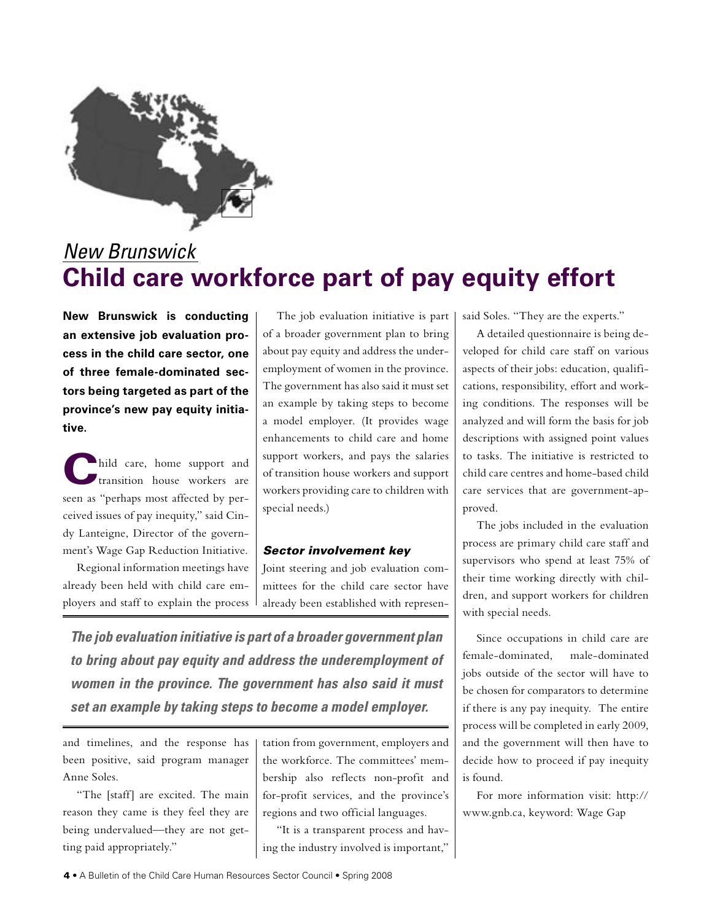*New Brunswick*

# Child care workforce part of pay equity effort

**New Brunswick is conducting an extensive job evaluation process in the child care sector, one of three female-dominated sectors being targeted as part of the province's new pay equity initiative.**

Child care, home support and transition house workers are seen as "perhaps most affected by perceived issues of pay inequity," said Cindy Lanteigne, Director of the government's Wage Gap Reduction Initiative.

Regional information meetings have already been held with child care employers and staff to explain the process and timelines, and the response has been positive, said program manager Anne Soles.

"The [staff] are excited. The main reason they came is they feel they are being undervalued—they are not getting paid appropriately."

The job evaluation initiative is part of a broader government plan to bring about pay equity and address the underemployment of women in the province. The government has also said it must set an example by taking steps to become a model employer. (It provides wage enhancements to child care and home support workers, and pays the salaries of transition house workers and support workers providing care to children with special needs.)

### Sector involvement key

Joint steering and job evaluation committees for the child care sector have already been established with representation from government, employers and the workforce. The committees' membership also reflects non-profit and for-profit services, and the province's regions and two official languages.

"It is a transparent process and having the industry involved is important," said Soles. "They are the experts."

A detailed questionnaire is being developed for child care staff on various aspects of their jobs: education, qualifications, responsibility, effort and working conditions. The responses will be analyzed and will form the basis for job descriptions with assigned point values to tasks. The initiative is restricted to child care centres and home-based child care services that are government-approved.

The jobs included in the evaluation process are primary child care staff and supervisors who spend at least 75% of their time working directly with children, and support workers for children with special needs.

Since occupations in child care are female-dominated, male-dominated jobs outside of the sector will have to be chosen for comparators to determine if there is any pay inequity. The entire process will be completed in early 2009, and the government will then have to decide how to proceed if pay inequity is found.

For more information visit: http://www.gnb.ca, keyword: Wage Gap

***The job evaluation initiative is part of a broader government plan to bring about pay equity and address the underemployment of women in the province. The government has also said it must set an example by taking steps to become a model employer.***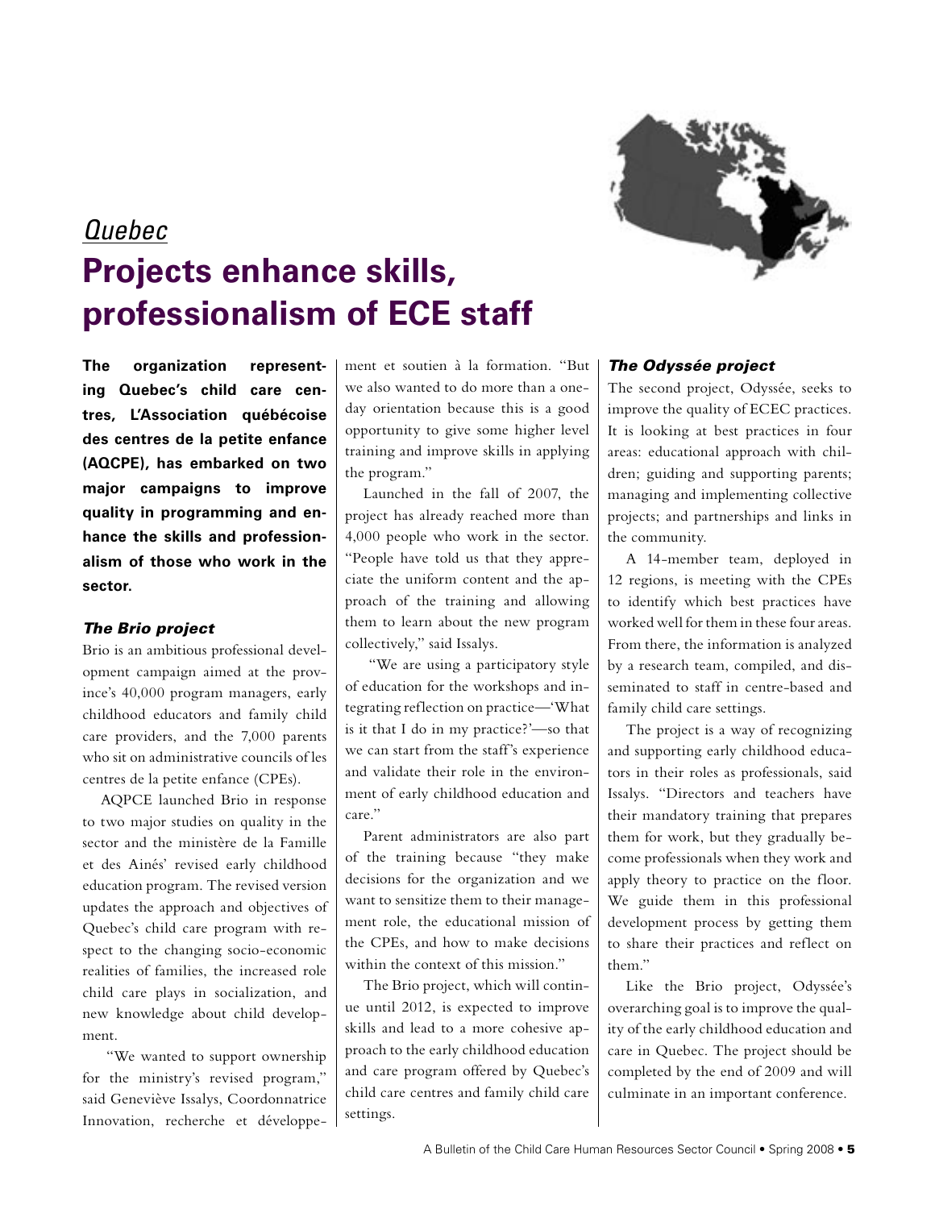*Quebec*

# Projects enhance skills, professionalism of ECE staff

**The organization representing Quebec's child care centres, L'Association québécoise des centres de la petite enfance (AQCPE), has embarked on two major campaigns to improve quality in programming and enhance the skills and professionalism of those who work in the sector.**

### *The Brio project*

Brio is an ambitious professional development campaign aimed at the province's 40,000 program managers, early childhood educators and family child care providers, and the 7,000 parents who sit on administrative councils of les centres de la petite enfance (CPEs).

AQPCE launched Brio in response to two major studies on quality in the sector and the ministère de la Famille et des Aînés' revised early childhood education program. The revised version updates the approach and objectives of Quebec's child care program with respect to the changing socio-economic realities of families, the increased role child care plays in socialization, and new knowledge about child development.

"We wanted to support ownership for the ministry's revised program," said Geneviève Issalys, Coordonnatrice Innovation, recherche et développement et soutien à la formation. "But we also wanted to do more than a one-day orientation because this is a good opportunity to give some higher level training and improve skills in applying the program."

Launched in the fall of 2007, the project has already reached more than 4,000 people who work in the sector. "People have told us that they appreciate the uniform content and the approach of the training and allowing them to learn about the new program collectively," said Issalys.

"We are using a participatory style of education for the workshops and integrating reflection on practice—'What is it that I do in my practice?'—so that we can start from the staff's experience and validate their role in the environment of early childhood education and care."

Parent administrators are also part of the training because "they make decisions for the organization and we want to sensitize them to their management role, the educational mission of the CPEs, and how to make decisions within the context of this mission."

The Brio project, which will continue until 2012, is expected to improve skills and lead to a more cohesive approach to the early childhood education and care program offered by Quebec's child care centres and family child care settings.

### *The Odyssée project*

The second project, Odyssée, seeks to improve the quality of ECEC practices. It is looking at best practices in four areas: educational approach with children; guiding and supporting parents; managing and implementing collective projects; and partnerships and links in the community.

A 14-member team, deployed in 12 regions, is meeting with the CPEs to identify which best practices have worked well for them in these four areas. From there, the information is analyzed by a research team, compiled, and disseminated to staff in centre-based and family child care settings.

The project is a way of recognizing and supporting early childhood educators in their roles as professionals, said Issalys. "Directors and teachers have their mandatory training that prepares them for work, but they gradually become professionals when they work and apply theory to practice on the floor. We guide them in this professional development process by getting them to share their practices and reflect on them."

Like the Brio project, Odyssée's overarching goal is to improve the quality of the early childhood education and care in Quebec. The project should be completed by the end of 2009 and will culminate in an important conference.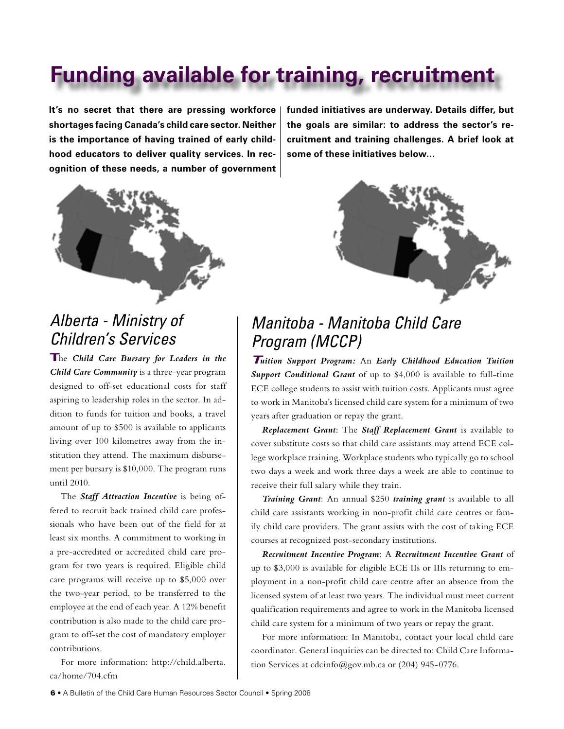# Funding available for training, recruitment

**It's no secret that there are pressing workforce shortages facing Canada's child care sector. Neither is the importance of having trained of early childhood educators to deliver quality services. In recognition of these needs, a number of government funded initiatives are underway. Details differ, but the goals are similar: to address the sector's recruitment and training challenges. A brief look at some of these initiatives below...**

## *Alberta - Ministry of Children's Services*

The ***Child Care Bursary for Leaders in the Child Care Community*** is a three-year program designed to off-set educational costs for staff aspiring to leadership roles in the sector. In addition to funds for tuition and books, a travel amount of up to $500 is available to applicants living over 100 kilometres away from the institution they attend. The maximum disbursement per bursary is $10,000. The program runs until 2010.

The ***Staff Attraction Incentive*** is being offered to recruit back trained child care professionals who have been out of the field for at least six months. A commitment to working in a pre-accredited or accredited child care program for two years is required. Eligible child care programs will receive up to $5,000 over the two-year period, to be transferred to the employee at the end of each year. A 12% benefit contribution is also made to the child care program to off-set the cost of mandatory employer contributions.

For more information: http://child.alberta.ca/home/704.cfm

## *Manitoba - Manitoba Child Care Program (MCCP)*

***Tuition Support Program:*** An ***Early Childhood Education Tuition Support Conditional Grant*** of up to $4,000 is available to full-time ECE college students to assist with tuition costs. Applicants must agree to work in Manitoba's licensed child care system for a minimum of two years after graduation or repay the grant.

***Replacement Grant***: The ***Staff Replacement Grant*** is available to cover substitute costs so that child care assistants may attend ECE college workplace training. Workplace students who typically go to school two days a week and work three days a week are able to continue to receive their full salary while they train.

***Training Grant***: An annual $250 ***training grant*** is available to all child care assistants working in non-profit child care centres or family child care providers. The grant assists with the cost of taking ECE courses at recognized post-secondary institutions.

***Recruitment Incentive Program***: A ***Recruitment Incentive Grant*** of up to $3,000 is available for eligible ECE IIs or IIIs returning to employment in a non-profit child care centre after an absence from the licensed system of at least two years. The individual must meet current qualification requirements and agree to work in the Manitoba licensed child care system for a minimum of two years or repay the grant.

For more information: In Manitoba, contact your local child care coordinator. General inquiries can be directed to: Child Care Information Services at cdcinfo@gov.mb.ca or (204) 945-0776.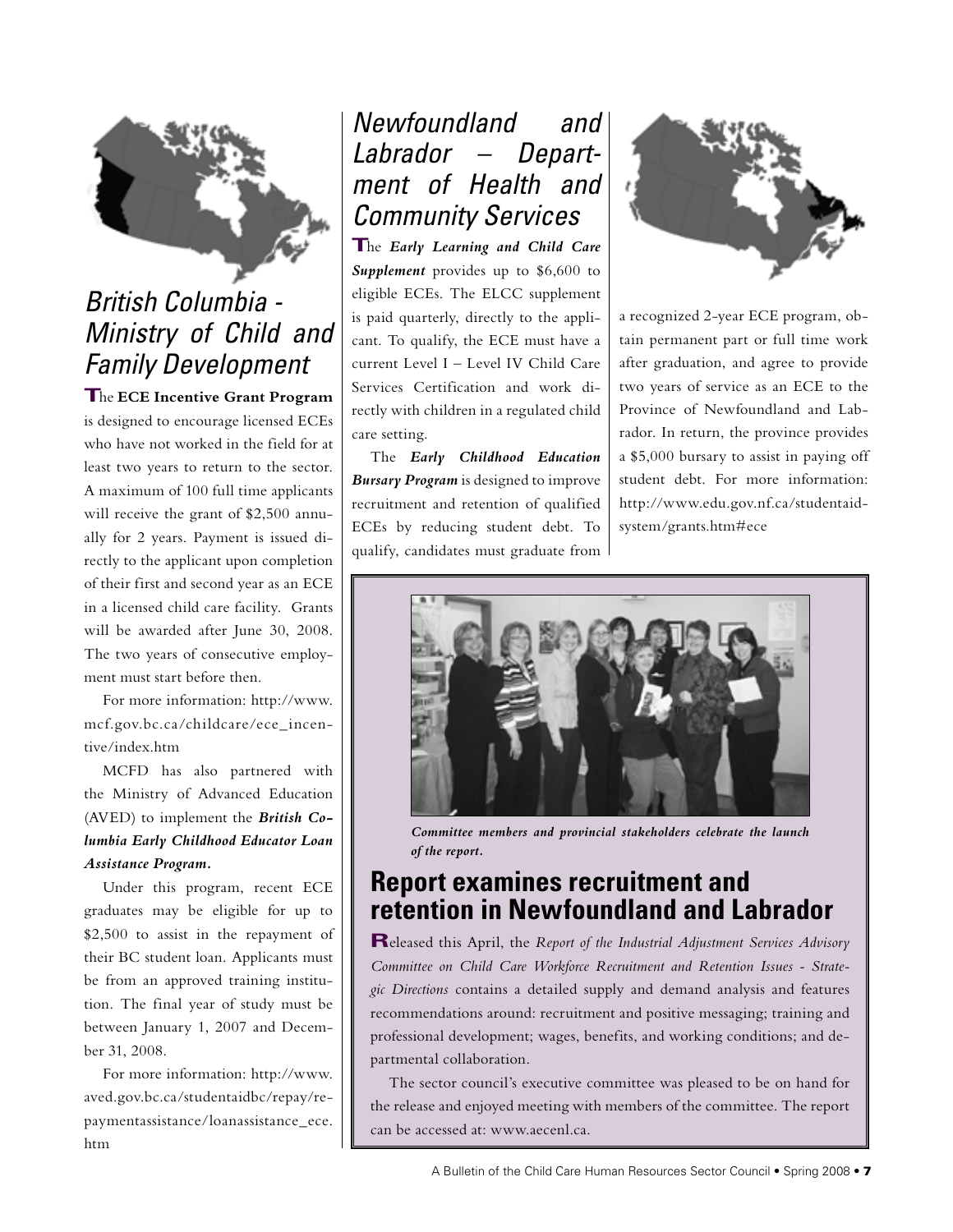## British Columbia - Ministry of Child and Family Development

The **ECE Incentive Grant Program** is designed to encourage licensed ECEs who have not worked in the field for at least two years to return to the sector. A maximum of 100 full time applicants will receive the grant of $2,500 annually for 2 years. Payment is issued directly to the applicant upon completion of their first and second year as an ECE in a licensed child care facility. Grants will be awarded after June 30, 2008. The two years of consecutive employment must start before then.

For more information: http://www.mcf.gov.bc.ca/childcare/ece_incentive/index.htm

MCFD has also partnered with the Ministry of Advanced Education (AVED) to implement the ***British Columbia Early Childhood Educator Loan Assistance Program.***

Under this program, recent ECE graduates may be eligible for up to $2,500 to assist in the repayment of their BC student loan. Applicants must be from an approved training institution. The final year of study must be between January 1, 2007 and December 31, 2008.

For more information: http://www.aved.gov.bc.ca/studentaidbc/repay/repaymentassistance/loanassistance_ece.htm

## Newfoundland and Labrador – Department of Health and Community Services

The ***Early Learning and Child Care Supplement*** provides up to $6,600 to eligible ECEs. The ELCC supplement is paid quarterly, directly to the applicant. To qualify, the ECE must have a current Level I – Level IV Child Care Services Certification and work directly with children in a regulated child care setting.

The ***Early Childhood Education Bursary Program*** is designed to improve recruitment and retention of qualified ECEs by reducing student debt. To qualify, candidates must graduate from a recognized 2-year ECE program, obtain permanent part or full time work after graduation, and agree to provide two years of service as an ECE to the Province of Newfoundland and Labrador. In return, the province provides a $5,000 bursary to assist in paying off student debt. For more information: http://www.edu.gov.nf.ca/studentaid-system/grants.htm#ece

***Committee members and provincial stakeholders celebrate the launch of the report.***

## Report examines recruitment and retention in Newfoundland and Labrador

Released this April, the *Report of the Industrial Adjustment Services Advisory Committee on Child Care Workforce Recruitment and Retention Issues - Strategic Directions* contains a detailed supply and demand analysis and features recommendations around: recruitment and positive messaging; training and professional development; wages, benefits, and working conditions; and departmental collaboration.

The sector council's executive committee was pleased to be on hand for the release and enjoyed meeting with members of the committee. The report can be accessed at: www.aecenl.ca.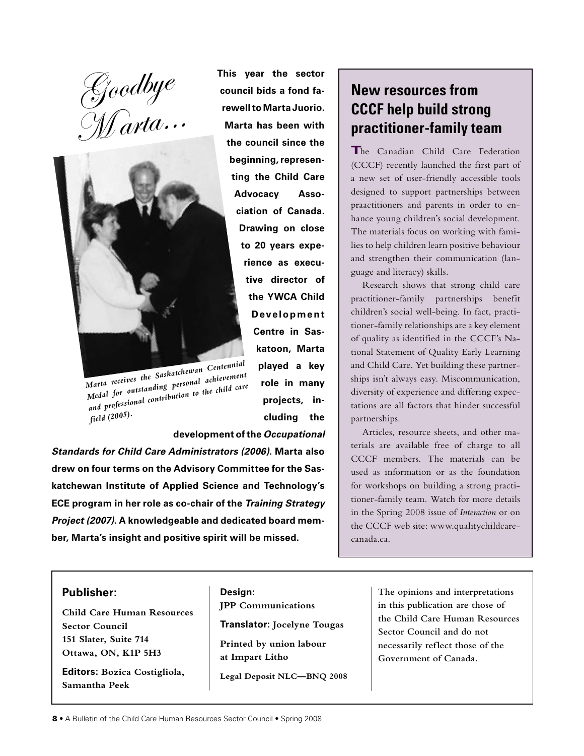# *Goodbye Marta...*

*Marta receives the Saskatchewan Centennial Medal for outstanding personal achievement and professional contribution to the child care field (2005).*

**This year the sector council bids a fond farewell to Marta Juorio. Marta has been with the council since the beginning, representing the Child Care Advocacy Association of Canada. Drawing on close to 20 years experience as executive director of the YWCA Child Development Centre in Saskatoon, Marta played a key role in many projects, including the development of the *Occupational Standards for Child Care Administrators (2006)*. Marta also drew on four terms on the Advisory Committee for the Saskatchewan Institute of Applied Science and Technology's ECE program in her role as co-chair of the *Training Strategy Project (2007)*. A knowledgeable and dedicated board member, Marta's insight and positive spirit will be missed.**

## New resources from CCCF help build strong practitioner-family team

The Canadian Child Care Federation (CCCF) recently launched the first part of a new set of user-friendly accessible tools designed to support partnerships between praactitioners and parents in order to enhance young children's social development. The materials focus on working with families to help children learn positive behaviour and strengthen their communication (language and literacy) skills.

Research shows that strong child care practitioner-family partnerships benefit children's social well-being. In fact, practitioner-family relationships are a key element of quality as identified in the CCCF's National Statement of Quality Early Learning and Child Care. Yet building these partnerships isn't always easy. Miscommunication, diversity of experience and differing expectations are all factors that hinder successful partnerships.

Articles, resource sheets, and other materials are available free of charge to all CCCF members. The materials can be used as information or as the foundation for workshops on building a strong practitioner-family team. Watch for more details in the Spring 2008 issue of *Interaction* or on the CCCF web site: www.qualitychildcarecanada.ca.

---

**Publisher:**

**Child Care Human Resources Sector Council**
**151 Slater, Suite 714**
**Ottawa, ON, K1P 5H3**

**Editors: Bozica Costigliola, Samantha Peek**

**Design:**
**JPP Communications**

**Translator: Jocelyne Tougas**

**Printed by union labour at Impart Litho**

**Legal Deposit NLC—BNQ 2008**

**The opinions and interpretations in this publication are those of the Child Care Human Resources Sector Council and do not necessarily reflect those of the Government of Canada.**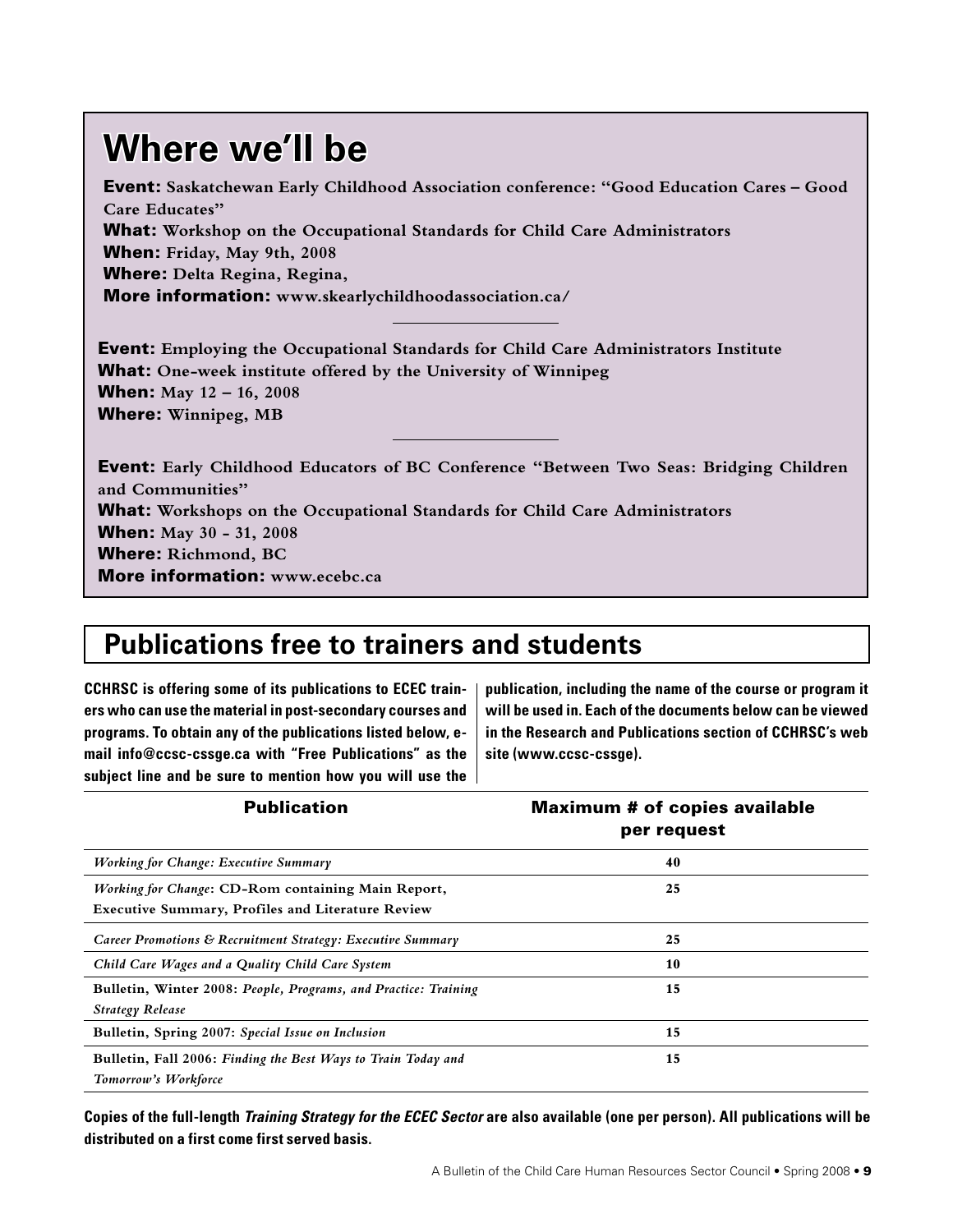# Where we'll be

**Event:** Saskatchewan Early Childhood Association conference: "Good Education Cares – Good Care Educates"
**What:** Workshop on the Occupational Standards for Child Care Administrators
**When:** Friday, May 9th, 2008
**Where:** Delta Regina, Regina,
**More information:** www.skearlychildhoodassociation.ca/

---

**Event:** Employing the Occupational Standards for Child Care Administrators Institute
**What:** One-week institute offered by the University of Winnipeg
**When:** May 12 – 16, 2008
**Where:** Winnipeg, MB

---

**Event:** Early Childhood Educators of BC Conference "Between Two Seas: Bridging Children and Communities"
**What:** Workshops on the Occupational Standards for Child Care Administrators
**When:** May 30 - 31, 2008
**Where:** Richmond, BC
**More information:** www.ecebc.ca

## Publications free to trainers and students

**CCHRSC is offering some of its publications to ECEC trainers who can use the material in post-secondary courses and programs. To obtain any of the publications listed below, e-mail info@ccsc-cssge.ca with "Free Publications" as the subject line and be sure to mention how you will use the publication, including the name of the course or program it will be used in. Each of the documents below can be viewed in the Research and Publications section of CCHRSC's web site (www.ccsc-cssge).**

| Publication | Maximum # of copies available per request |
|---|---|
| *Working for Change: Executive Summary* | 40 |
| *Working for Change*: CD-Rom containing Main Report, Executive Summary, Profiles and Literature Review | 25 |
| *Career Promotions & Recruitment Strategy: Executive Summary* | 25 |
| *Child Care Wages and a Quality Child Care System* | 10 |
| Bulletin, Winter 2008: *People, Programs, and Practice: Training Strategy Release* | 15 |
| Bulletin, Spring 2007: *Special Issue on Inclusion* | 15 |
| Bulletin, Fall 2006: *Finding the Best Ways to Train Today and Tomorrow's Workforce* | 15 |

**Copies of the full-length *Training Strategy for the ECEC Sector* are also available (one per person). All publications will be distributed on a first come first served basis.**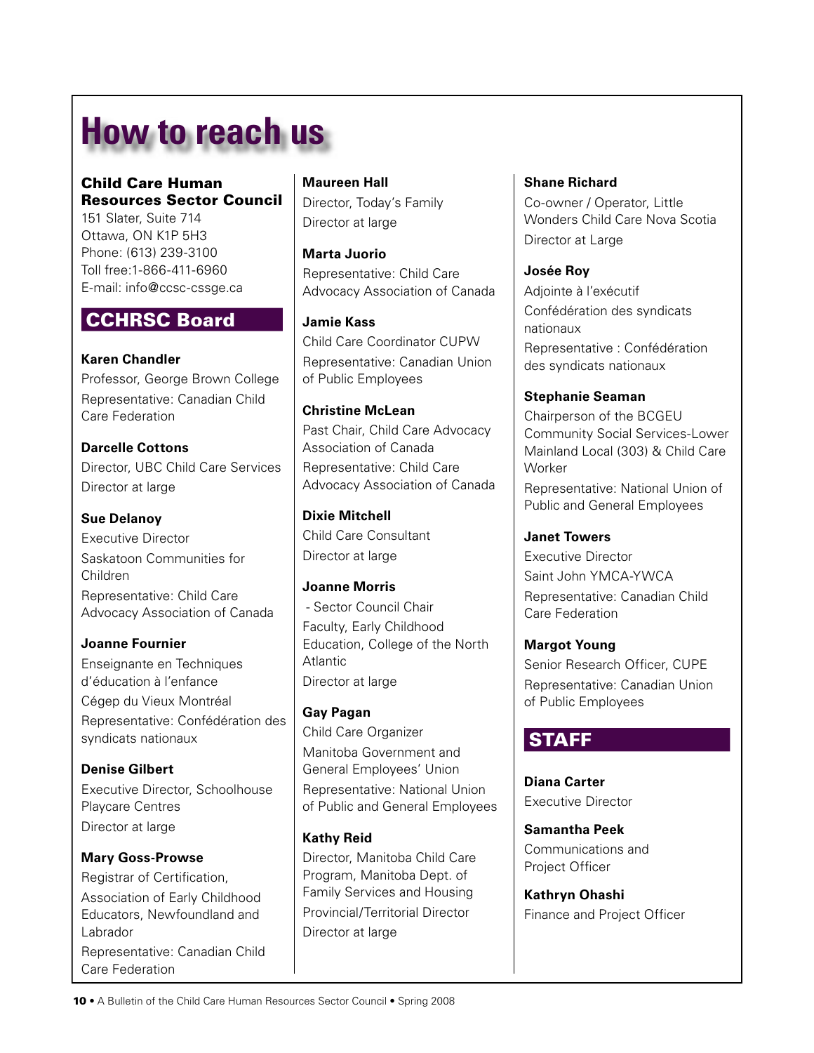# How to reach us

**Child Care Human Resources Sector Council**
151 Slater, Suite 714
Ottawa, ON K1P 5H3
Phone: (613) 239-3100
Toll free:1-866-411-6960
E-mail: info@ccsc-cssge.ca

## CCHRSC Board

**Karen Chandler**
Professor, George Brown College
Representative: Canadian Child Care Federation

**Darcelle Cottons**
Director, UBC Child Care Services
Director at large

**Sue Delanoy**
Executive Director
Saskatoon Communities for Children
Representative: Child Care Advocacy Association of Canada

**Joanne Fournier**
Enseignante en Techniques d'éducation à l'enfance
Cégep du Vieux Montréal
Representative: Confédération des syndicats nationaux

**Denise Gilbert**
Executive Director, Schoolhouse Playcare Centres
Director at large

**Mary Goss-Prowse**
Registrar of Certification,
Association of Early Childhood Educators, Newfoundland and Labrador
Representative: Canadian Child Care Federation

**Maureen Hall**
Director, Today's Family
Director at large

**Marta Juorio**
Representative: Child Care Advocacy Association of Canada

**Jamie Kass**
Child Care Coordinator CUPW
Representative: Canadian Union of Public Employees

**Christine McLean**
Past Chair, Child Care Advocacy Association of Canada
Representative: Child Care Advocacy Association of Canada

**Dixie Mitchell**
Child Care Consultant
Director at large

**Joanne Morris**
- Sector Council Chair
Faculty, Early Childhood Education, College of the North Atlantic
Director at large

**Gay Pagan**
Child Care Organizer
Manitoba Government and General Employees' Union
Representative: National Union of Public and General Employees

**Kathy Reid**
Director, Manitoba Child Care Program, Manitoba Dept. of Family Services and Housing
Provincial/Territorial Director
Director at large

**Shane Richard**
Co-owner / Operator, Little Wonders Child Care Nova Scotia
Director at Large

**Josée Roy**
Adjointe à l'exécutif
Confédération des syndicats nationaux
Representative : Confédération des syndicats nationaux

**Stephanie Seaman**
Chairperson of the BCGEU Community Social Services-Lower Mainland Local (303) & Child Care Worker
Representative: National Union of Public and General Employees

**Janet Towers**
Executive Director
Saint John YMCA-YWCA
Representative: Canadian Child Care Federation

**Margot Young**
Senior Research Officer, CUPE
Representative: Canadian Union of Public Employees

## STAFF

**Diana Carter**
Executive Director

**Samantha Peek**
Communications and Project Officer

**Kathryn Ohashi**
Finance and Project Officer